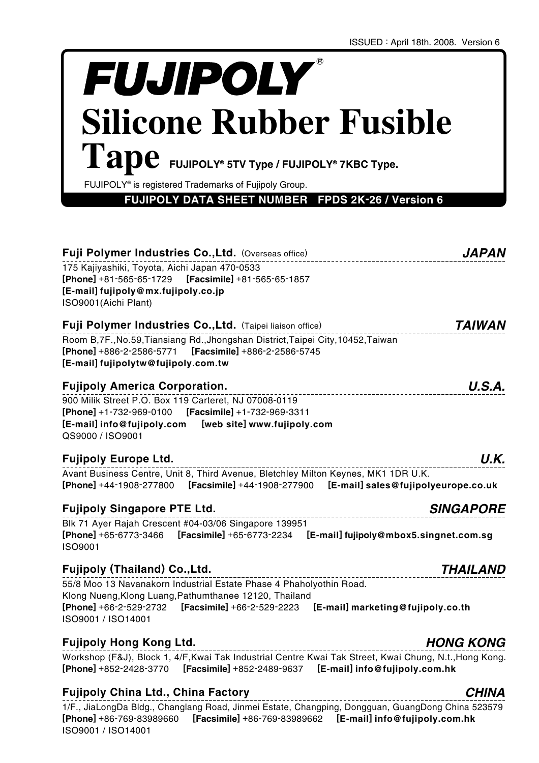ISSUED : April 18th. 2008. Version 6

# FUJIPOLY®

# Silicone Rubber Fusible Tape

**FUJIPOLY® 5TV Type / FUJIPOLY® 7KBC Type.**

FUJIPOLY® is registered Trademarks of Fujipoly Group.

**FUJIPOLY DATA SHEET NUMBER FPDS 2K-26 / Version 6**

### Fuji Polymer Industries Co.,Ltd. (Overseas office) — *JAPAN*

175 Kajiyashiki, Toyota, Aichi Japan 470-0533
**[Phone]** +81-565-65-1729 **[Facsimile]** +81-565-65-1857
**[E-mail] fujipoly@mx.fujipoly.co.jp**
ISO9001(Aichi Plant)

### Fuji Polymer Industries Co.,Ltd. (Taipei liaison office) — *TAIWAN*

Room B,7F.,No.59,Tiansiang Rd.,Jhongshan District,Taipei City,10452,Taiwan
**[Phone]** +886-2-2586-5771 **[Facsimile]** +886-2-2586-5745
**[E-mail] fujipolytw@fujipoly.com.tw**

### Fujipoly America Corporation. — *U.S.A.*

900 Milik Street P.O. Box 119 Carteret, NJ 07008-0119
**[Phone]** +1-732-969-0100 **[Facsimile]** +1-732-969-3311
**[E-mail] info@fujipoly.com [web site] www.fujipoly.com**
QS9000 / ISO9001

### Fujipoly Europe Ltd. — *U.K.*

Avant Business Centre, Unit 8, Third Avenue, Bletchley Milton Keynes, MK1 1DR U.K.
**[Phone]** +44-1908-277800 **[Facsimile]** +44-1908-277900 **[E-mail] sales@fujipolyeurope.co.uk**

### Fujipoly Singapore PTE Ltd. — *SINGAPORE*

Blk 71 Ayer Rajah Crescent #04-03/06 Singapore 139951
**[Phone]** +65-6773-3466 **[Facsimile]** +65-6773-2234 **[E-mail] fujipoly@mbox5.singnet.com.sg**
ISO9001

### Fujipoly (Thailand) Co.,Ltd. — *THAILAND*

55/8 Moo 13 Navanakorn Industrial Estate Phase 4 Phaholyothin Road.
Klong Nueng,Klong Luang,Pathumthanee 12120, Thailand
**[Phone]** +66-2-529-2732 **[Facsimile]** +66-2-529-2223 **[E-mail] marketing@fujipoly.co.th**
ISO9001 / ISO14001

### Fujipoly Hong Kong Ltd. — *HONG KONG*

Workshop (F&J), Block 1, 4/F,Kwai Tak Industrial Centre Kwai Tak Street, Kwai Chung, N.t.,Hong Kong.
**[Phone]** +852-2428-3770 **[Facsimile]** +852-2489-9637 **[E-mail] info@fujipoly.com.hk**

### Fujipoly China Ltd., China Factory — *CHINA*

1/F., JiaLongDa Bldg., Changlang Road, Jinmei Estate, Changping, Dongguan, GuangDong China 523579
**[Phone]** +86-769-83989660 **[Facsimile]** +86-769-83989662 **[E-mail] info@fujipoly.com.hk**
ISO9001 / ISO14001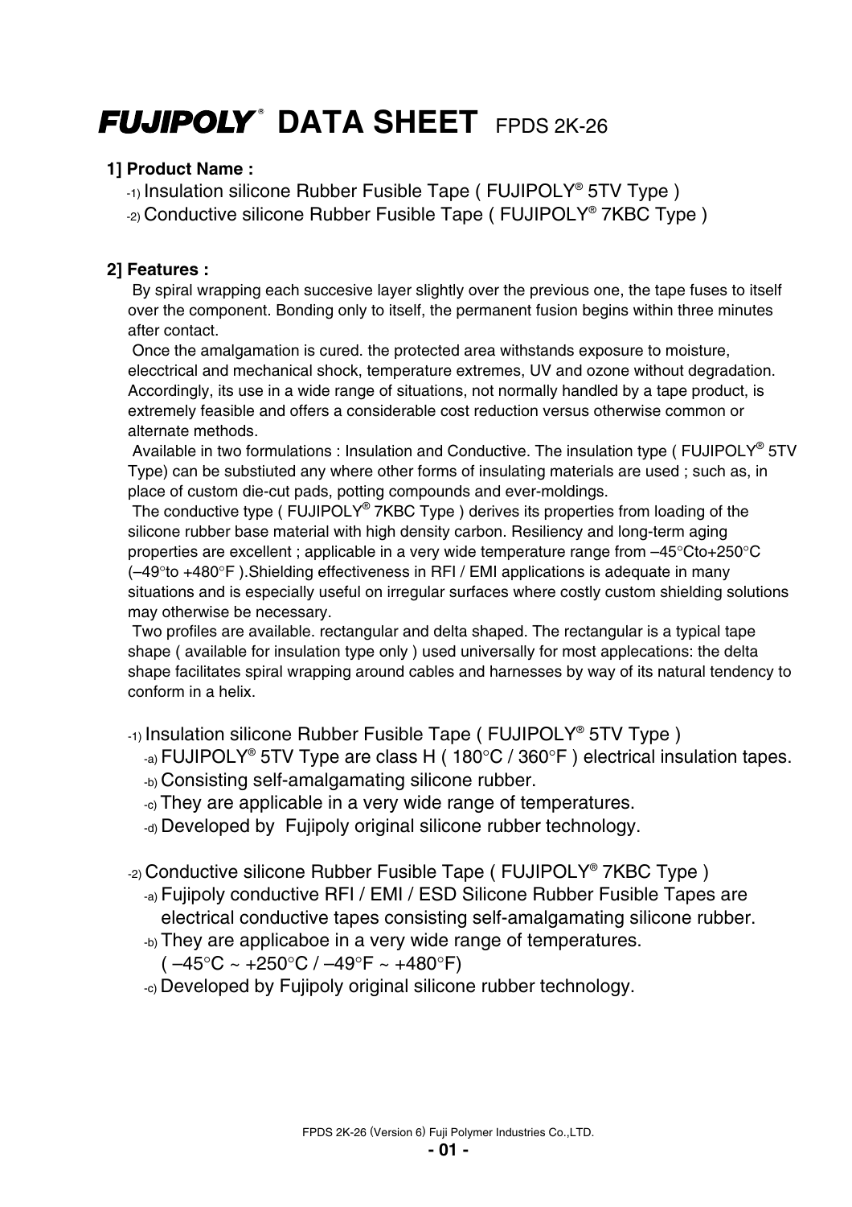# FUJIPOLY® DATA SHEET FPDS 2K-26

**1] Product Name :**

-1) Insulation silicone Rubber Fusible Tape ( FUJIPOLY® 5TV Type )

-2) Conductive silicone Rubber Fusible Tape ( FUJIPOLY® 7KBC Type )

**2] Features :**

By spiral wrapping each succesive layer slightly over the previous one, the tape fuses to itself over the component. Bonding only to itself, the permanent fusion begins within three minutes after contact.

Once the amalgamation is cured. the protected area withstands exposure to moisture, elecctrical and mechanical shock, temperature extremes, UV and ozone without degradation. Accordingly, its use in a wide range of situations, not normally handled by a tape product, is extremely feasible and offers a considerable cost reduction versus otherwise common or alternate methods.

Available in two formulations : Insulation and Conductive. The insulation type ( FUJIPOLY® 5TV Type) can be substiuted any where other forms of insulating materials are used ; such as, in place of custom die-cut pads, potting compounds and ever-moldings.

The conductive type ( FUJIPOLY® 7KBC Type ) derives its properties from loading of the silicone rubber base material with high density carbon. Resiliency and long-term aging properties are excellent ; applicable in a very wide temperature range from –45°Cto+250°C (–49°to +480°F ).Shielding effectiveness in RFI / EMI applications is adequate in many situations and is especially useful on irregular surfaces where costly custom shielding solutions may otherwise be necessary.

Two profiles are available. rectangular and delta shaped. The rectangular is a typical tape shape ( available for insulation type only ) used universally for most applecations: the delta shape facilitates spiral wrapping around cables and harnesses by way of its natural tendency to conform in a helix.

-1) Insulation silicone Rubber Fusible Tape ( FUJIPOLY® 5TV Type )

- -a) FUJIPOLY® 5TV Type are class H ( 180°C / 360°F ) electrical insulation tapes.
- -b) Consisting self-amalgamating silicone rubber.
- -c) They are applicable in a very wide range of temperatures.
- -d) Developed by Fujipoly original silicone rubber technology.

-2) Conductive silicone Rubber Fusible Tape ( FUJIPOLY® 7KBC Type )

- -a) Fujipoly conductive RFI / EMI / ESD Silicone Rubber Fusible Tapes are electrical conductive tapes consisting self-amalgamating silicone rubber.
- -b) They are applicaboe in a very wide range of temperatures. ( –45°C ~ +250°C / –49°F ~ +480°F)
- -c) Developed by Fujipoly original silicone rubber technology.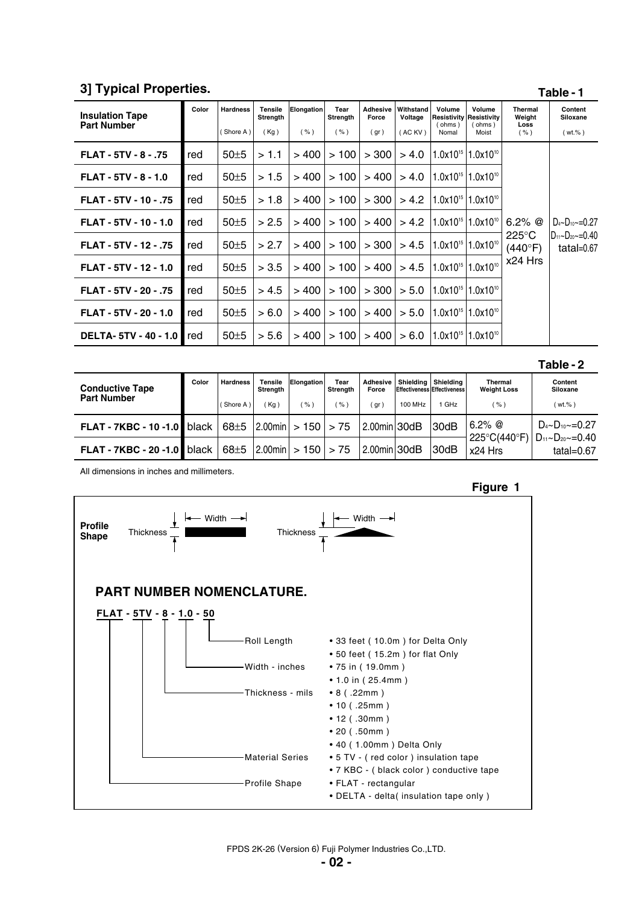## 3] Typical Properties.

**Table - 1**

| Insulation Tape Part Number | Color | Hardness ( Shore A ) | Tensile Strength ( Kg ) | Elongation ( % ) | Tear Strength ( % ) | Adhesive Force ( gr ) | Withstand Voltage ( AC KV ) | Volume Resistivity ( ohms ) Nomal | Volume Resistivity ( ohms ) Moist | Thermal Weight Loss ( % ) | Content Siloxane ( wt.% ) |
|---|---|---|---|---|---|---|---|---|---|---|---|
| **FLAT - 5TV - 8 - .75** | red | 50±5 | > 1.1 | > 400 | > 100 | > 300 | > 4.0 | $1.0x10^{15}$ | $1.0x10^{10}$ | 6.2% @ 225°C (440°F) x24 Hrs | $D_4$~$D_{10}$~=0.27 $D_{11}$~$D_{20}$~=0.40 tatal=0.67 |
| **FLAT - 5TV - 8 - 1.0** | red | 50±5 | > 1.5 | > 400 | > 100 | > 400 | > 4.0 | $1.0x10^{15}$ | $1.0x10^{10}$ | | |
| **FLAT - 5TV - 10 - .75** | red | 50±5 | > 1.8 | > 400 | > 100 | > 300 | > 4.2 | $1.0x10^{15}$ | $1.0x10^{10}$ | | |
| **FLAT - 5TV - 10 - 1.0** | red | 50±5 | > 2.5 | > 400 | > 100 | > 400 | > 4.2 | $1.0x10^{15}$ | $1.0x10^{10}$ | | |
| **FLAT - 5TV - 12 - .75** | red | 50±5 | > 2.7 | > 400 | > 100 | > 300 | > 4.5 | $1.0x10^{15}$ | $1.0x10^{10}$ | | |
| **FLAT - 5TV - 12 - 1.0** | red | 50±5 | > 3.5 | > 400 | > 100 | > 400 | > 4.5 | $1.0x10^{15}$ | $1.0x10^{10}$ | | |
| **FLAT - 5TV - 20 - .75** | red | 50±5 | > 4.5 | > 400 | > 100 | > 300 | > 5.0 | $1.0x10^{15}$ | $1.0x10^{10}$ | | |
| **FLAT - 5TV - 20 - 1.0** | red | 50±5 | > 6.0 | > 400 | > 100 | > 400 | > 5.0 | $1.0x10^{15}$ | $1.0x10^{10}$ | | |
| **DELTA- 5TV - 40 - 1.0** | red | 50±5 | > 5.6 | > 400 | > 100 | > 400 | > 6.0 | $1.0x10^{15}$ | $1.0x10^{10}$ | | |

**Table - 2**

| Conductive Tape Part Number | Color | Hardness ( Shore A ) | Tensile Strength ( Kg ) | Elongation ( % ) | Tear Strength ( % ) | Adhesive Force ( gr ) | Shielding Effectiveness 100 MHz | Shielding Effectiveness 1 GHz | Thermal Weight Loss ( % ) | Content Siloxane ( wt.% ) |
|---|---|---|---|---|---|---|---|---|---|---|
| **FLAT - 7KBC - 10 -1.0** | black | 68±5 | 2.00min | > 150 | > 75 | 2.00min | 30dB | 30dB | 6.2% @ 225°C(440°F) x24 Hrs | $D_4$~$D_{10}$~=0.27 $D_{11}$~$D_{20}$~=0.40 tatal=0.67 |
| **FLAT - 7KBC - 20 -1.0** | black | 68±5 | 2.00min | > 150 | > 75 | 2.00min | 30dB | 30dB | | |

All dimensions in inches and millimeters.

**Figure 1**

**Profile Shape**

Thickness — Width (rectangular profile)

Thickness — Width (delta profile)

## PART NUMBER NOMENCLATURE.

**FLAT - 5TV - 8 - 1.0 - 50**

- Roll Length
  - 33 feet ( 10.0m ) for Delta Only
  - 50 feet ( 15.2m ) for flat Only
- Width - inches
  - 75 in ( 19.0mm )
  - 1.0 in ( 25.4mm )
- Thickness - mils
  - 8 ( .22mm )
  - 10 ( .25mm )
  - 12 ( .30mm )
  - 20 ( .50mm )
  - 40 ( 1.00mm ) Delta Only
- Material Series
  - 5 TV - ( red color ) insulation tape
  - 7 KBC - ( black color ) conductive tape
- Profile Shape
  - FLAT - rectangular
  - DELTA - delta( insulation tape only )

FPDS 2K-26 (Version 6) Fuji Polymer Industries Co.,LTD.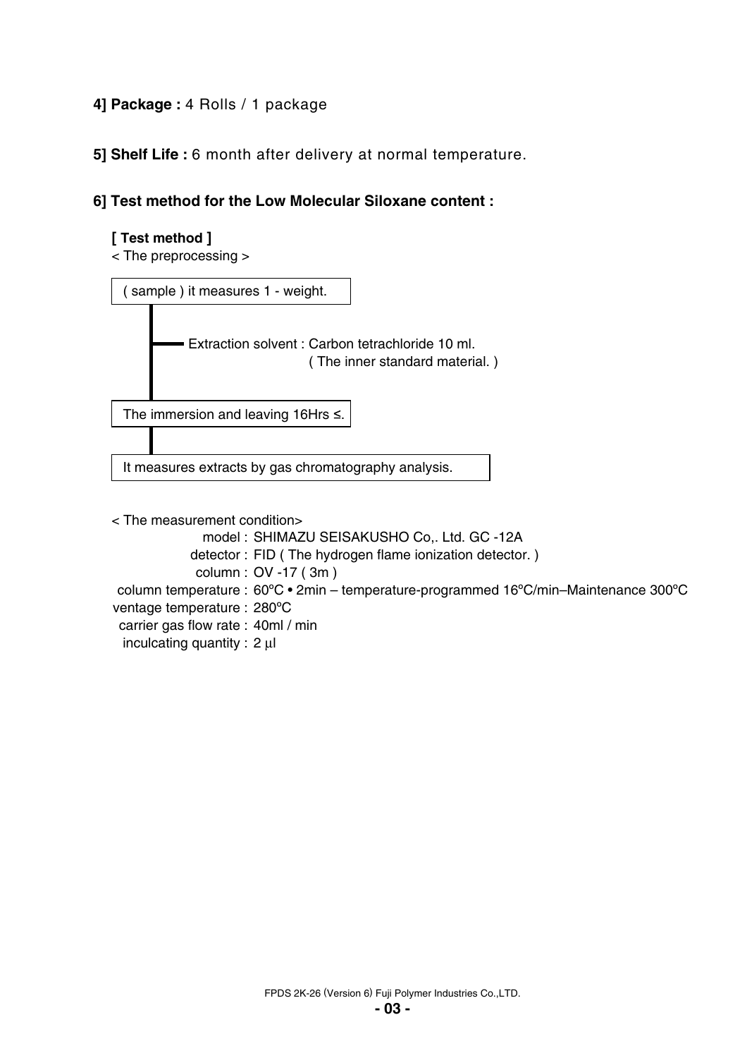**4] Package :** 4 Rolls / 1 package

**5] Shelf Life :** 6 month after delivery at normal temperature.

**6] Test method for the Low Molecular Siloxane content :**

**[ Test method ]**

< The preprocessing >

( sample ) it measures 1 - weight.

- Extraction solvent : Carbon tetrachloride 10 ml.
  ( The inner standard material. )

The immersion and leaving 16Hrs ≤.

It measures extracts by gas chromatography analysis.

< The measurement condition>

| | |
|---|---|
| model : | SHIMAZU SEISAKUSHO Co,. Ltd. GC -12A |
| detector : | FID ( The hydrogen flame ionization detector. ) |
| column : | OV -17 ( 3m ) |
| column temperature : | 60ºC • 2min – temperature-programmed 16ºC/min–Maintenance 300ºC |
| ventage temperature : | 280ºC |
| carrier gas flow rate : | 40ml / min |
| inculcating quantity : | 2 µl |

FPDS 2K-26 (Version 6) Fuji Polymer Industries Co.,LTD.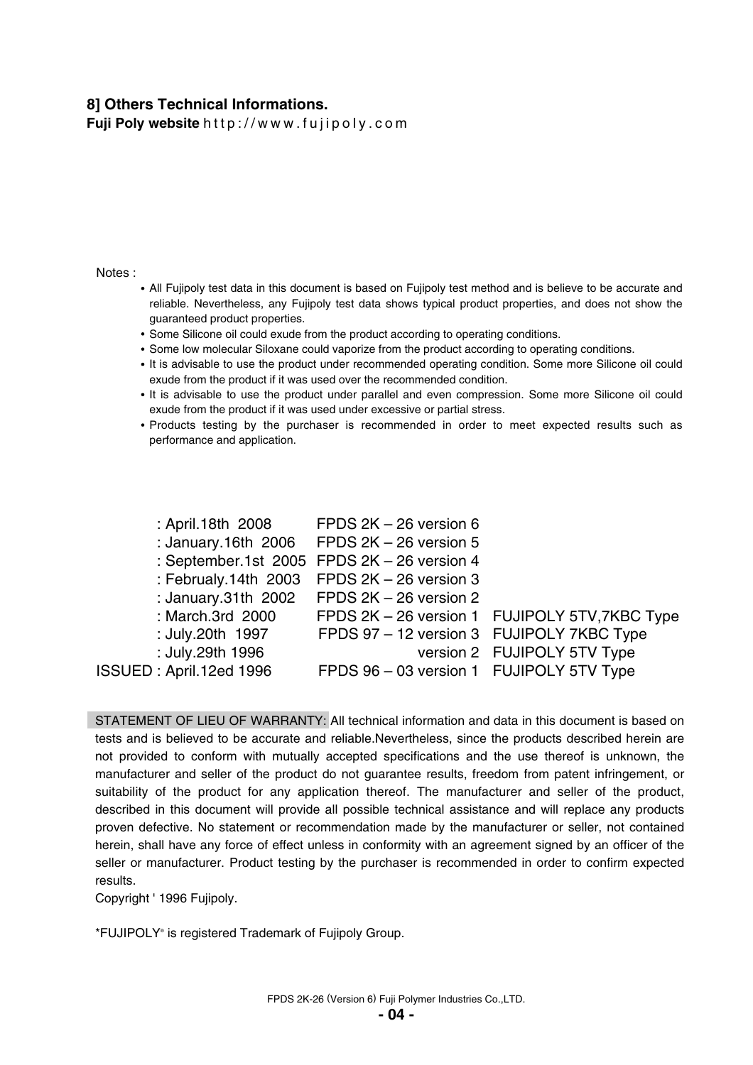## 8] Others Technical Informations.

**Fuji Poly website** http://www.fujipoly.com

Notes :

- All Fujipoly test data in this document is based on Fujipoly test method and is believe to be accurate and reliable. Nevertheless, any Fujipoly test data shows typical product properties, and does not show the guaranteed product properties.
- Some Silicone oil could exude from the product according to operating conditions.
- Some low molecular Siloxane could vaporize from the product according to operating conditions.
- It is advisable to use the product under recommended operating condition. Some more Silicone oil could exude from the product if it was used over the recommended condition.
- It is advisable to use the product under parallel and even compression. Some more Silicone oil could exude from the product if it was used under excessive or partial stress.
- Products testing by the purchaser is recommended in order to meet expected results such as performance and application.

| | | |
|---|---|---|
| : April.18th 2008 | FPDS 2K – 26 version 6 | |
| : January.16th 2006 | FPDS 2K – 26 version 5 | |
| : September.1st 2005 | FPDS 2K – 26 version 4 | |
| : Februaly.14th 2003 | FPDS 2K – 26 version 3 | |
| : January.31th 2002 | FPDS 2K – 26 version 2 | |
| : March.3rd 2000 | FPDS 2K – 26 version 1 | FUJIPOLY 5TV,7KBC Type |
| : July.20th 1997 | FPDS 97 – 12 version 3 | FUJIPOLY 7KBC Type |
| : July.29th 1996 | version 2 | FUJIPOLY 5TV Type |
| ISSUED : April.12ed 1996 | FPDS 96 – 03 version 1 | FUJIPOLY 5TV Type |

STATEMENT OF LIEU OF WARRANTY: All technical information and data in this document is based on tests and is believed to be accurate and reliable.Nevertheless, since the products described herein are not provided to conform with mutually accepted specifications and the use thereof is unknown, the manufacturer and seller of the product do not guarantee results, freedom from patent infringement, or suitability of the product for any application thereof. The manufacturer and seller of the product, described in this document will provide all possible technical assistance and will replace any products proven defective. No statement or recommendation made by the manufacturer or seller, not contained herein, shall have any force of effect unless in conformity with an agreement signed by an officer of the seller or manufacturer. Product testing by the purchaser is recommended in order to confirm expected results.

Copyright ' 1996 Fujipoly.

*FUJIPOLY® is registered Trademark of Fujipoly Group.

FPDS 2K-26 (Version 6) Fuji Polymer Industries Co.,LTD.